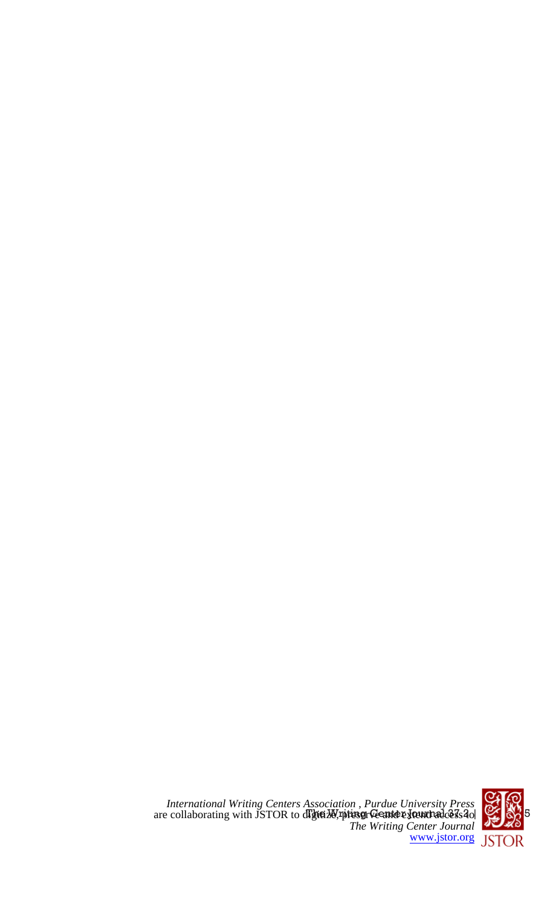*International Writing Centers Association, Purdue University Press* are collaborating with JSTOR to digitize, preserve and extend access to *The Writing Center Journal*

www.jstor.org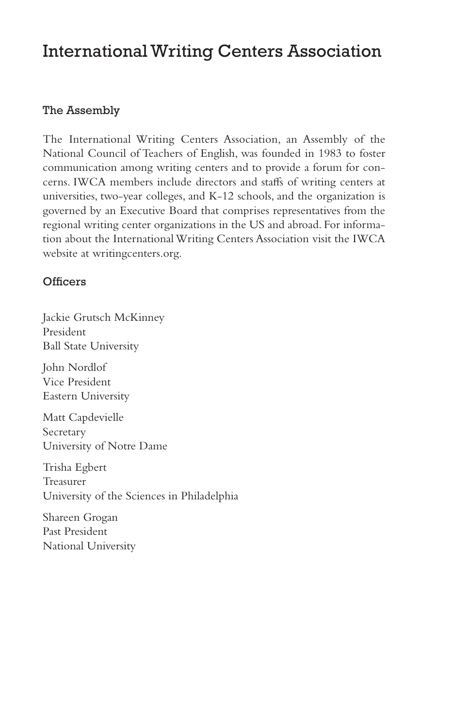# International Writing Centers Association

## The Assembly

The International Writing Centers Association, an Assembly of the National Council of Teachers of English, was founded in 1983 to foster communication among writing centers and to provide a forum for concerns. IWCA members include directors and staffs of writing centers at universities, two-year colleges, and K-12 schools, and the organization is governed by an Executive Board that comprises representatives from the regional writing center organizations in the US and abroad. For information about the International Writing Centers Association visit the IWCA website at writingcenters.org.

## Officers

Jackie Grutsch McKinney  
President  
Ball State University

John Nordlof  
Vice President  
Eastern University

Matt Capdevielle  
Secretary  
University of Notre Dame

Trisha Egbert  
Treasurer  
University of the Sciences in Philadelphia

Shareen Grogan  
Past President  
National University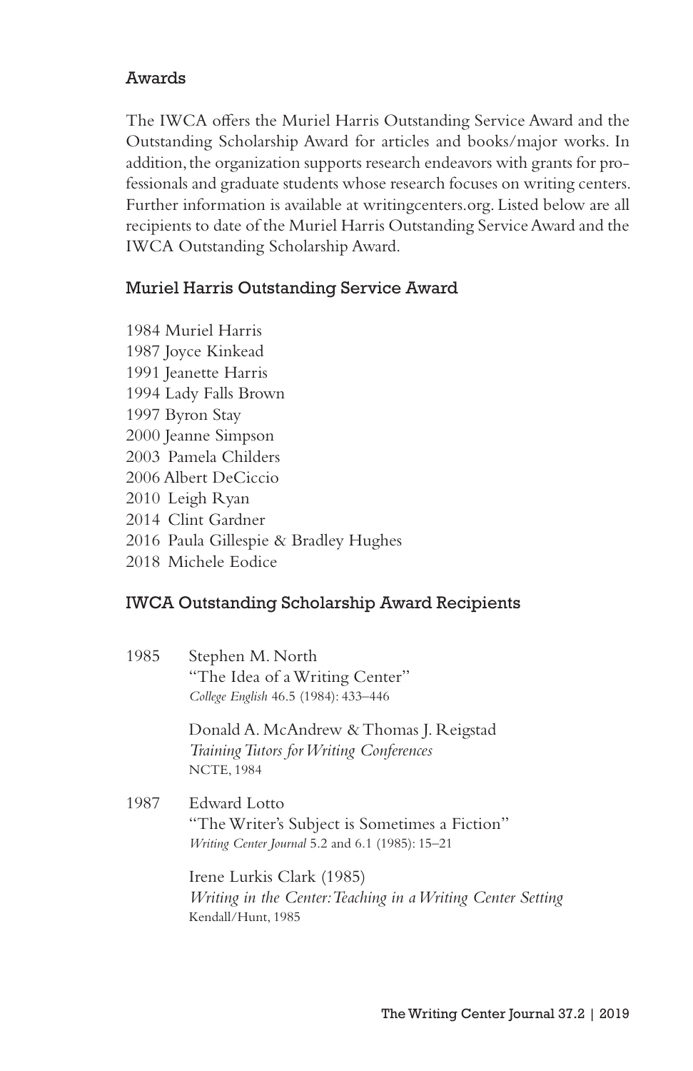## Awards

The IWCA offers the Muriel Harris Outstanding Service Award and the Outstanding Scholarship Award for articles and books/major works. In addition, the organization supports research endeavors with grants for professionals and graduate students whose research focuses on writing centers. Further information is available at writingcenters.org. Listed below are all recipients to date of the Muriel Harris Outstanding Service Award and the IWCA Outstanding Scholarship Award.

### Muriel Harris Outstanding Service Award

1984 Muriel Harris
1987 Joyce Kinkead
1991 Jeanette Harris
1994 Lady Falls Brown
1997 Byron Stay
2000 Jeanne Simpson
2003 Pamela Childers
2006 Albert DeCiccio
2010 Leigh Ryan
2014 Clint Gardner
2016 Paula Gillespie & Bradley Hughes
2018 Michele Eodice

### IWCA Outstanding Scholarship Award Recipients

1985 Stephen M. North
"The Idea of a Writing Center"
*College English* 46.5 (1984): 433–446

Donald A. McAndrew & Thomas J. Reigstad
*Training Tutors for Writing Conferences*
NCTE, 1984

1987 Edward Lotto
"The Writer's Subject is Sometimes a Fiction"
*Writing Center Journal* 5.2 and 6.1 (1985): 15–21

Irene Lurkis Clark (1985)
*Writing in the Center: Teaching in a Writing Center Setting*
Kendall/Hunt, 1985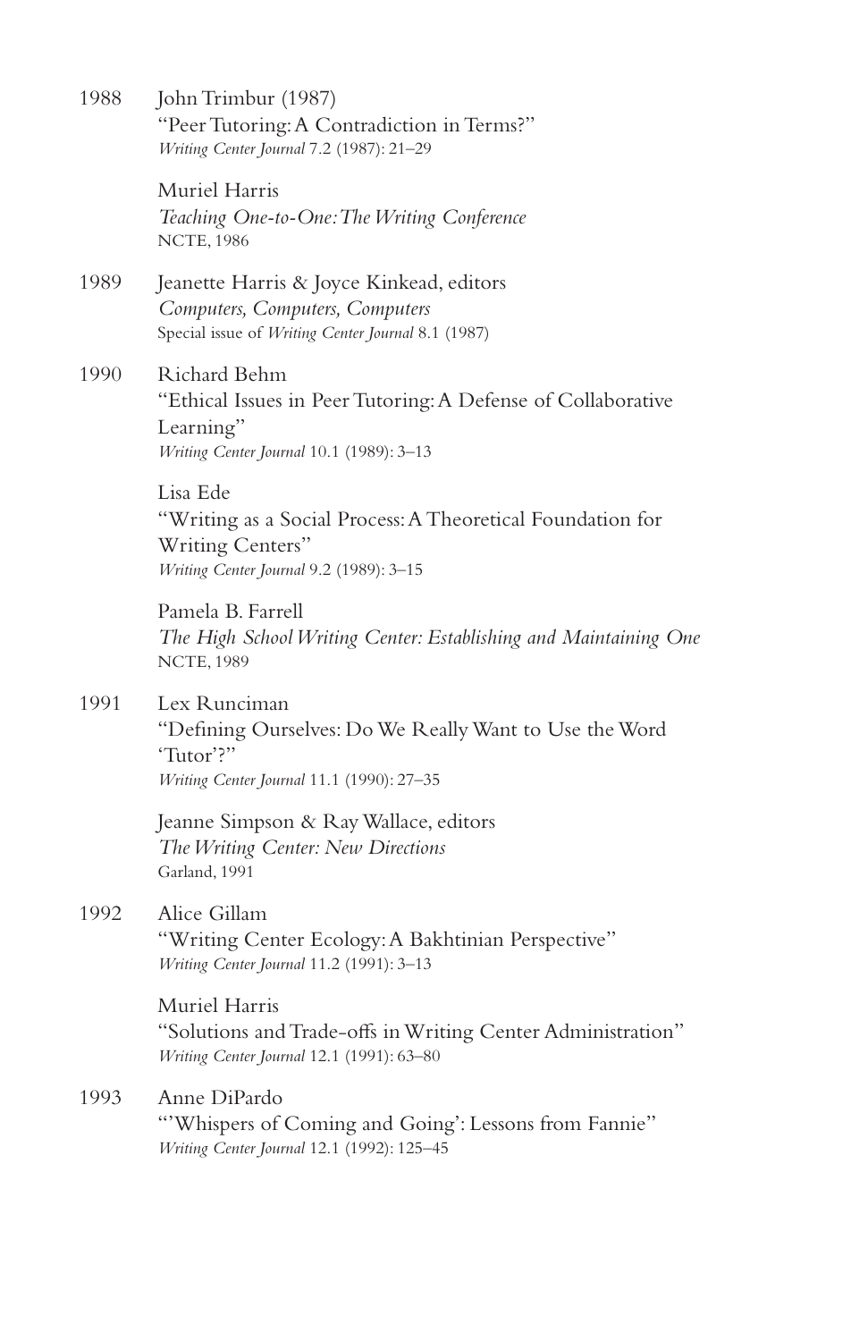1988 John Trimbur (1987)
"Peer Tutoring: A Contradiction in Terms?"
*Writing Center Journal* 7.2 (1987): 21–29

Muriel Harris
*Teaching One-to-One: The Writing Conference*
NCTE, 1986

1989 Jeanette Harris & Joyce Kinkead, editors
*Computers, Computers, Computers*
Special issue of *Writing Center Journal* 8.1 (1987)

1990 Richard Behm
"Ethical Issues in Peer Tutoring: A Defense of Collaborative Learning"
*Writing Center Journal* 10.1 (1989): 3–13

Lisa Ede
"Writing as a Social Process: A Theoretical Foundation for Writing Centers"
*Writing Center Journal* 9.2 (1989): 3–15

Pamela B. Farrell
*The High School Writing Center: Establishing and Maintaining One*
NCTE, 1989

1991 Lex Runciman
"Defining Ourselves: Do We Really Want to Use the Word 'Tutor'?"
*Writing Center Journal* 11.1 (1990): 27–35

Jeanne Simpson & Ray Wallace, editors
*The Writing Center: New Directions*
Garland, 1991

1992 Alice Gillam
"Writing Center Ecology: A Bakhtinian Perspective"
*Writing Center Journal* 11.2 (1991): 3–13

Muriel Harris
"Solutions and Trade-offs in Writing Center Administration"
*Writing Center Journal* 12.1 (1991): 63–80

1993 Anne DiPardo
"'Whispers of Coming and Going': Lessons from Fannie"
*Writing Center Journal* 12.1 (1992): 125–45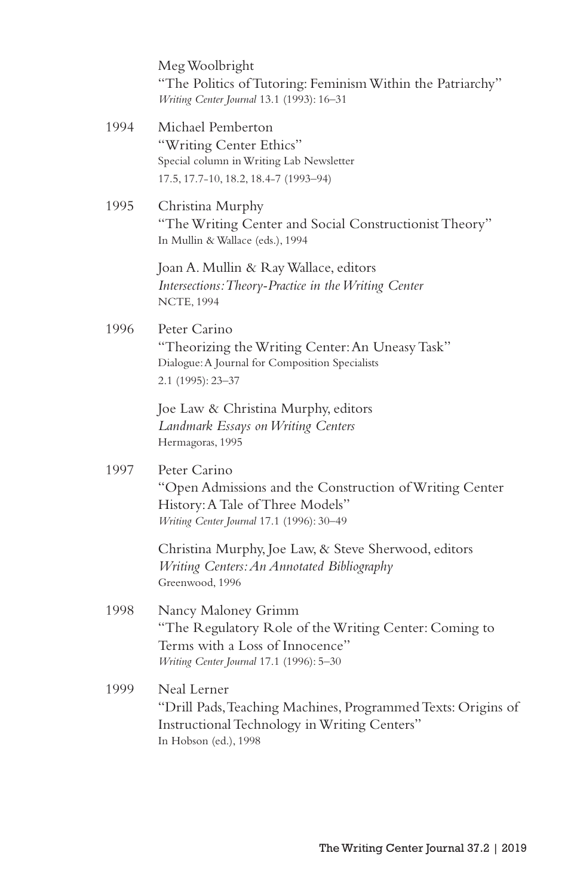Meg Woolbright
"The Politics of Tutoring: Feminism Within the Patriarchy"
*Writing Center Journal* 13.1 (1993): 16–31

1994 Michael Pemberton
"Writing Center Ethics"
Special column in Writing Lab Newsletter
17.5, 17.7-10, 18.2, 18.4-7 (1993–94)

1995 Christina Murphy
"The Writing Center and Social Constructionist Theory"
In Mullin & Wallace (eds.), 1994

Joan A. Mullin & Ray Wallace, editors
*Intersections: Theory-Practice in the Writing Center*
NCTE, 1994

1996 Peter Carino
"Theorizing the Writing Center: An Uneasy Task"
Dialogue: A Journal for Composition Specialists
2.1 (1995): 23–37

Joe Law & Christina Murphy, editors
*Landmark Essays on Writing Centers*
Hermagoras, 1995

1997 Peter Carino
"Open Admissions and the Construction of Writing Center History: A Tale of Three Models"
*Writing Center Journal* 17.1 (1996): 30–49

Christina Murphy, Joe Law, & Steve Sherwood, editors
*Writing Centers: An Annotated Bibliography*
Greenwood, 1996

1998 Nancy Maloney Grimm
"The Regulatory Role of the Writing Center: Coming to Terms with a Loss of Innocence"
*Writing Center Journal* 17.1 (1996): 5–30

1999 Neal Lerner
"Drill Pads, Teaching Machines, Programmed Texts: Origins of Instructional Technology in Writing Centers"
In Hobson (ed.), 1998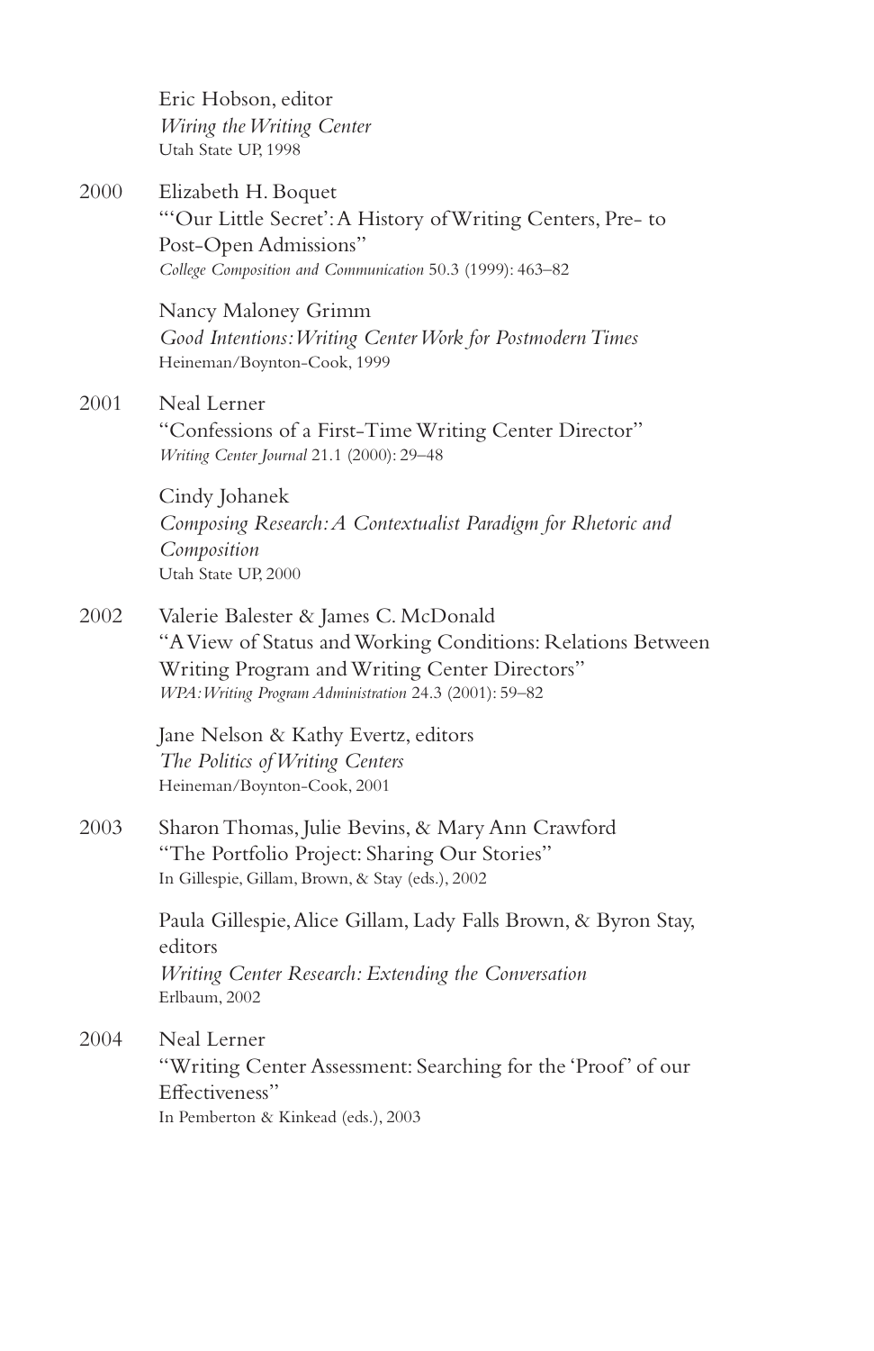Eric Hobson, editor
*Wiring the Writing Center*
Utah State UP, 1998

2000 Elizabeth H. Boquet
"'Our Little Secret': A History of Writing Centers, Pre- to Post-Open Admissions"
*College Composition and Communication* 50.3 (1999): 463–82

Nancy Maloney Grimm
*Good Intentions: Writing Center Work for Postmodern Times*
Heineman/Boynton-Cook, 1999

2001 Neal Lerner
"Confessions of a First-Time Writing Center Director"
*Writing Center Journal* 21.1 (2000): 29–48

Cindy Johanek
*Composing Research: A Contextualist Paradigm for Rhetoric and Composition*
Utah State UP, 2000

2002 Valerie Balester & James C. McDonald
"A View of Status and Working Conditions: Relations Between Writing Program and Writing Center Directors"
*WPA: Writing Program Administration* 24.3 (2001): 59–82

Jane Nelson & Kathy Evertz, editors
*The Politics of Writing Centers*
Heineman/Boynton-Cook, 2001

2003 Sharon Thomas, Julie Bevins, & Mary Ann Crawford
"The Portfolio Project: Sharing Our Stories"
In Gillespie, Gillam, Brown, & Stay (eds.), 2002

Paula Gillespie, Alice Gillam, Lady Falls Brown, & Byron Stay, editors
*Writing Center Research: Extending the Conversation*
Erlbaum, 2002

2004 Neal Lerner
"Writing Center Assessment: Searching for the 'Proof' of our Effectiveness"
In Pemberton & Kinkead (eds.), 2003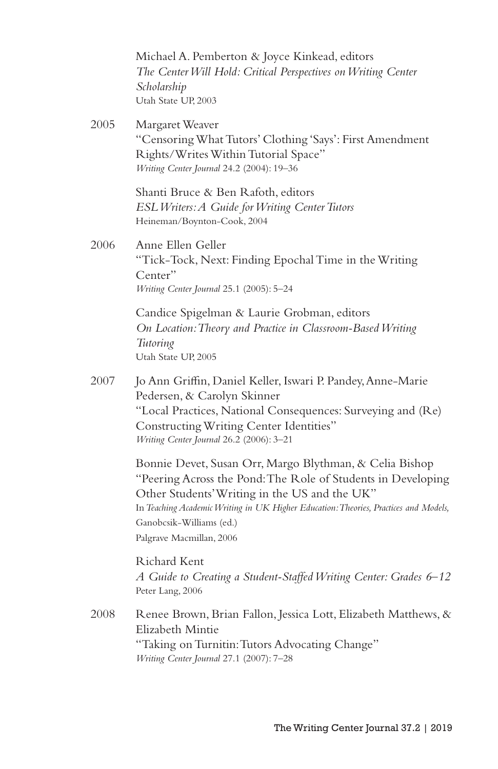Michael A. Pemberton & Joyce Kinkead, editors
*The Center Will Hold: Critical Perspectives on Writing Center Scholarship*
Utah State UP, 2003

2005 Margaret Weaver
"Censoring What Tutors' Clothing 'Says': First Amendment Rights/Writes Within Tutorial Space"
*Writing Center Journal* 24.2 (2004): 19–36

Shanti Bruce & Ben Rafoth, editors
*ESL Writers: A Guide for Writing Center Tutors*
Heineman/Boynton-Cook, 2004

2006 Anne Ellen Geller
"Tick-Tock, Next: Finding Epochal Time in the Writing Center"
*Writing Center Journal* 25.1 (2005): 5–24

Candice Spigelman & Laurie Grobman, editors
*On Location: Theory and Practice in Classroom-Based Writing Tutoring*
Utah State UP, 2005

2007 Jo Ann Griffin, Daniel Keller, Iswari P. Pandey, Anne-Marie Pedersen, & Carolyn Skinner
"Local Practices, National Consequences: Surveying and (Re) Constructing Writing Center Identities"
*Writing Center Journal* 26.2 (2006): 3–21

Bonnie Devet, Susan Orr, Margo Blythman, & Celia Bishop
"Peering Across the Pond: The Role of Students in Developing Other Students' Writing in the US and the UK"
In *Teaching Academic Writing in UK Higher Education: Theories, Practices and Models,* Ganobcsik-Williams (ed.)
Palgrave Macmillan, 2006

Richard Kent
*A Guide to Creating a Student-Staffed Writing Center: Grades 6–12*
Peter Lang, 2006

2008 Renee Brown, Brian Fallon, Jessica Lott, Elizabeth Matthews, & Elizabeth Mintie
"Taking on Turnitin: Tutors Advocating Change"
*Writing Center Journal* 27.1 (2007): 7–28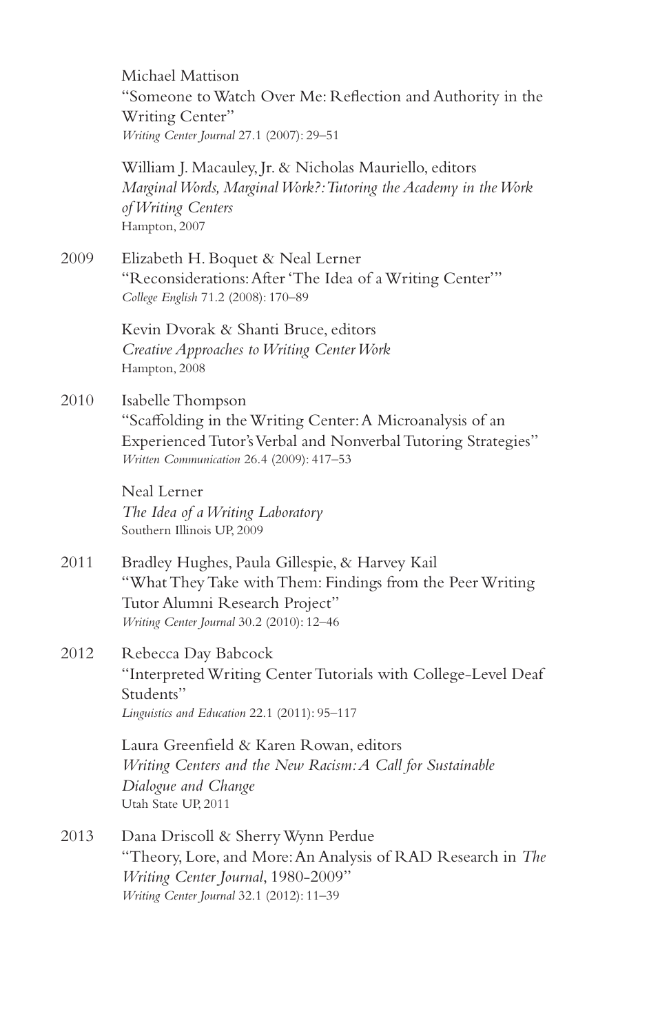Michael Mattison
"Someone to Watch Over Me: Reflection and Authority in the Writing Center"
*Writing Center Journal* 27.1 (2007): 29–51

William J. Macauley, Jr. & Nicholas Mauriello, editors
*Marginal Words, Marginal Work?: Tutoring the Academy in the Work of Writing Centers*
Hampton, 2007

2009 Elizabeth H. Boquet & Neal Lerner
"Reconsiderations: After 'The Idea of a Writing Center'"
*College English* 71.2 (2008): 170–89

Kevin Dvorak & Shanti Bruce, editors
*Creative Approaches to Writing Center Work*
Hampton, 2008

2010 Isabelle Thompson
"Scaffolding in the Writing Center: A Microanalysis of an Experienced Tutor's Verbal and Nonverbal Tutoring Strategies"
*Written Communication* 26.4 (2009): 417–53

Neal Lerner
*The Idea of a Writing Laboratory*
Southern Illinois UP, 2009

2011 Bradley Hughes, Paula Gillespie, & Harvey Kail
"What They Take with Them: Findings from the Peer Writing Tutor Alumni Research Project"
*Writing Center Journal* 30.2 (2010): 12–46

2012 Rebecca Day Babcock
"Interpreted Writing Center Tutorials with College-Level Deaf Students"
*Linguistics and Education* 22.1 (2011): 95–117

Laura Greenfield & Karen Rowan, editors
*Writing Centers and the New Racism: A Call for Sustainable Dialogue and Change*
Utah State UP, 2011

2013 Dana Driscoll & Sherry Wynn Perdue
"Theory, Lore, and More: An Analysis of RAD Research in *The Writing Center Journal*, 1980-2009"
*Writing Center Journal* 32.1 (2012): 11–39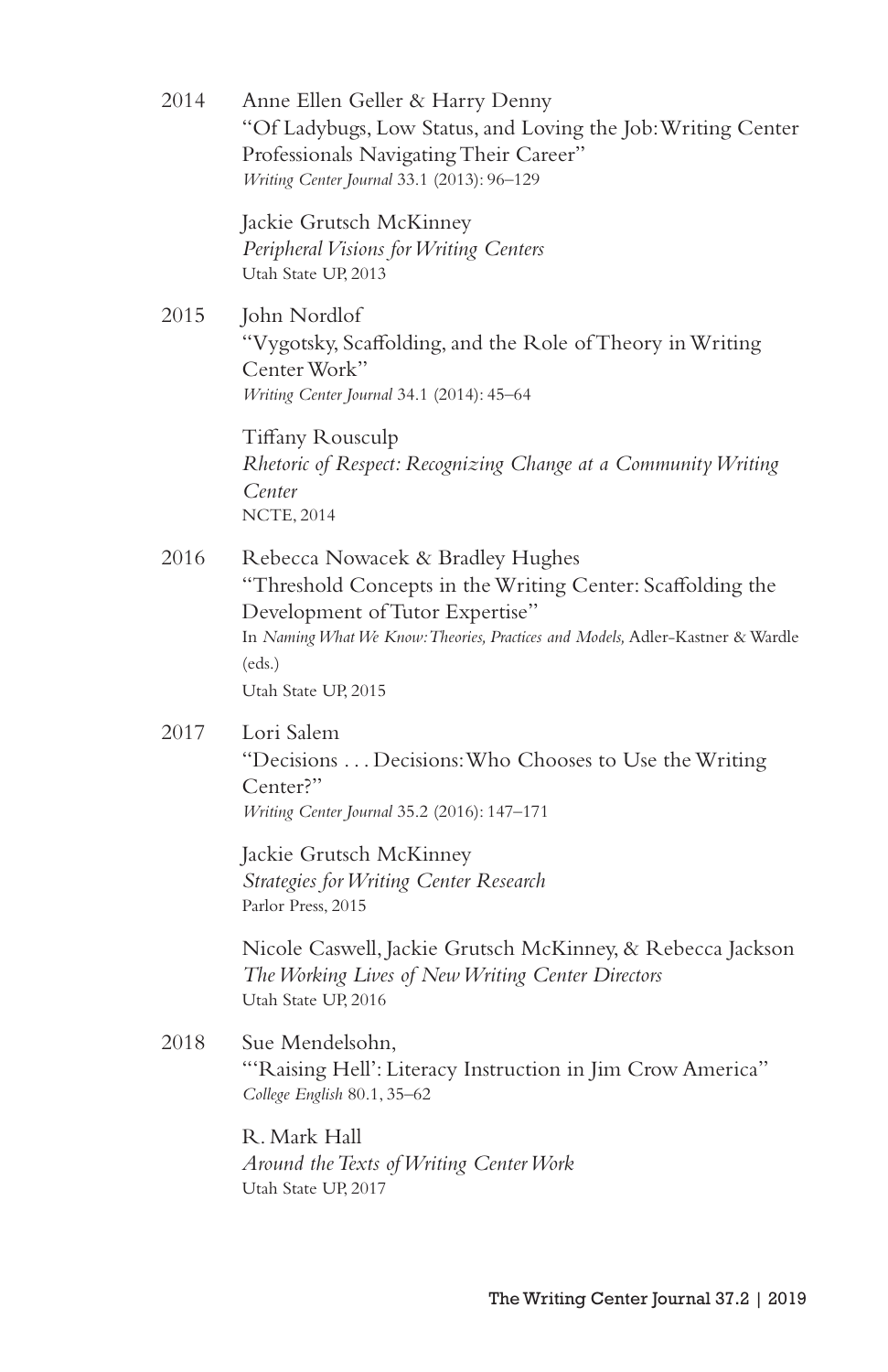2014 Anne Ellen Geller & Harry Denny
"Of Ladybugs, Low Status, and Loving the Job: Writing Center Professionals Navigating Their Career"
*Writing Center Journal* 33.1 (2013): 96–129

Jackie Grutsch McKinney
*Peripheral Visions for Writing Centers*
Utah State UP, 2013

2015 John Nordlof
"Vygotsky, Scaffolding, and the Role of Theory in Writing Center Work"
*Writing Center Journal* 34.1 (2014): 45–64

Tiffany Rousculp
*Rhetoric of Respect: Recognizing Change at a Community Writing Center*
NCTE, 2014

2016 Rebecca Nowacek & Bradley Hughes
"Threshold Concepts in the Writing Center: Scaffolding the Development of Tutor Expertise"
In *Naming What We Know: Theories, Practices and Models,* Adler-Kastner & Wardle (eds.)
Utah State UP, 2015

2017 Lori Salem
"Decisions . . . Decisions: Who Chooses to Use the Writing Center?"
*Writing Center Journal* 35.2 (2016): 147–171

Jackie Grutsch McKinney
*Strategies for Writing Center Research*
Parlor Press, 2015

Nicole Caswell, Jackie Grutsch McKinney, & Rebecca Jackson
*The Working Lives of New Writing Center Directors*
Utah State UP, 2016

2018 Sue Mendelsohn,
"'Raising Hell': Literacy Instruction in Jim Crow America"
*College English* 80.1, 35–62

R. Mark Hall
*Around the Texts of Writing Center Work*
Utah State UP, 2017